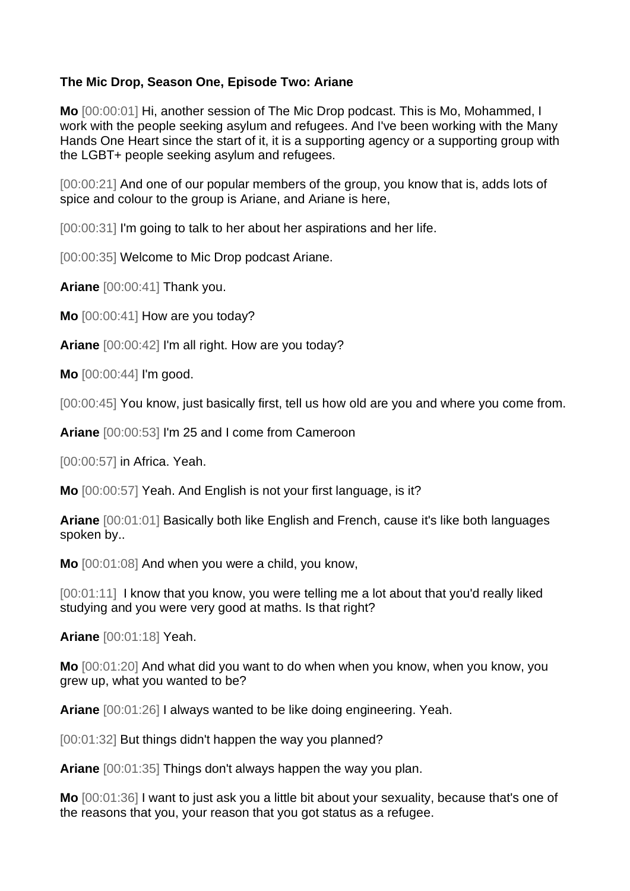**The Mic Drop, Season One, Episode Two: Ariane**

**Mo** [00:00:01] Hi, another session of The Mic Drop podcast. This is Mo, Mohammed, I work with the people seeking asylum and refugees. And I've been working with the Many Hands One Heart since the start of it, it is a supporting agency or a supporting group with the LGBT+ people seeking asylum and refugees.

[00:00:21] And one of our popular members of the group, you know that is, adds lots of spice and colour to the group is Ariane, and Ariane is here,

[00:00:31] I'm going to talk to her about her aspirations and her life.

[00:00:35] Welcome to Mic Drop podcast Ariane.

**Ariane** [00:00:41] Thank you.

**Mo** [00:00:41] How are you today?

**Ariane** [00:00:42] I'm all right. How are you today?

**Mo** [00:00:44] I'm good.

[00:00:45] You know, just basically first, tell us how old are you and where you come from.

**Ariane** [00:00:53] I'm 25 and I come from Cameroon

[00:00:57] in Africa. Yeah.

**Mo** [00:00:57] Yeah. And English is not your first language, is it?

**Ariane** [00:01:01] Basically both like English and French, cause it's like both languages spoken by..

**Mo** [00:01:08] And when you were a child, you know,

[00:01:11] I know that you know, you were telling me a lot about that you'd really liked studying and you were very good at maths. Is that right?

**Ariane** [00:01:18] Yeah.

**Mo** [00:01:20] And what did you want to do when when you know, when you know, you grew up, what you wanted to be?

**Ariane** [00:01:26] I always wanted to be like doing engineering. Yeah.

[00:01:32] But things didn't happen the way you planned?

**Ariane** [00:01:35] Things don't always happen the way you plan.

**Mo** [00:01:36] I want to just ask you a little bit about your sexuality, because that's one of the reasons that you, your reason that you got status as a refugee.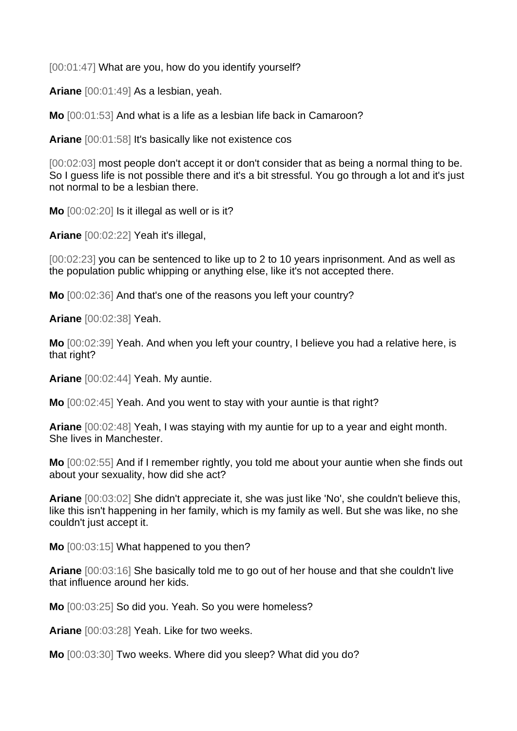[00:01:47] What are you, how do you identify yourself?

**Ariane** [00:01:49] As a lesbian, yeah.

**Mo** [00:01:53] And what is a life as a lesbian life back in Camaroon?

**Ariane** [00:01:58] It's basically like not existence cos

[00:02:03] most people don't accept it or don't consider that as being a normal thing to be. So I guess life is not possible there and it's a bit stressful. You go through a lot and it's just not normal to be a lesbian there.

**Mo** [00:02:20] Is it illegal as well or is it?

**Ariane** [00:02:22] Yeah it's illegal,

[00:02:23] you can be sentenced to like up to 2 to 10 years inprisonment. And as well as the population public whipping or anything else, like it's not accepted there.

**Mo** [00:02:36] And that's one of the reasons you left your country?

**Ariane** [00:02:38] Yeah.

**Mo** [00:02:39] Yeah. And when you left your country, I believe you had a relative here, is that right?

**Ariane** [00:02:44] Yeah. My auntie.

**Mo** [00:02:45] Yeah. And you went to stay with your auntie is that right?

**Ariane** [00:02:48] Yeah, I was staying with my auntie for up to a year and eight month. She lives in Manchester.

**Mo** [00:02:55] And if I remember rightly, you told me about your auntie when she finds out about your sexuality, how did she act?

**Ariane** [00:03:02] She didn't appreciate it, she was just like 'No', she couldn't believe this, like this isn't happening in her family, which is my family as well. But she was like, no she couldn't just accept it.

**Mo** [00:03:15] What happened to you then?

**Ariane** [00:03:16] She basically told me to go out of her house and that she couldn't live that influence around her kids.

**Mo** [00:03:25] So did you. Yeah. So you were homeless?

**Ariane** [00:03:28] Yeah. Like for two weeks.

**Mo** [00:03:30] Two weeks. Where did you sleep? What did you do?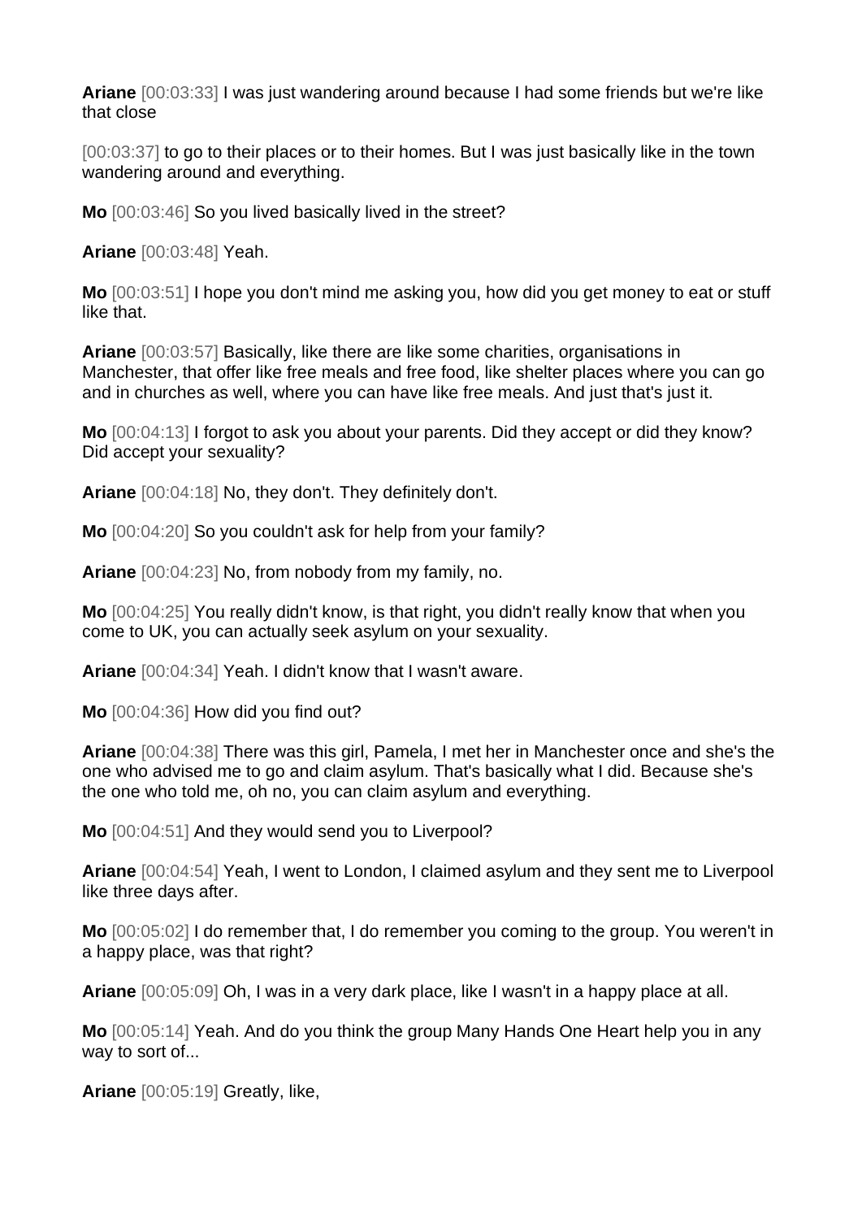**Ariane** [00:03:33] I was just wandering around because I had some friends but we're like that close

[00:03:37] to go to their places or to their homes. But I was just basically like in the town wandering around and everything.

**Mo** [00:03:46] So you lived basically lived in the street?

**Ariane** [00:03:48] Yeah.

**Mo** [00:03:51] I hope you don't mind me asking you, how did you get money to eat or stuff like that.

**Ariane** [00:03:57] Basically, like there are like some charities, organisations in Manchester, that offer like free meals and free food, like shelter places where you can go and in churches as well, where you can have like free meals. And just that's just it.

**Mo** [00:04:13] I forgot to ask you about your parents. Did they accept or did they know? Did accept your sexuality?

**Ariane** [00:04:18] No, they don't. They definitely don't.

**Mo** [00:04:20] So you couldn't ask for help from your family?

**Ariane** [00:04:23] No, from nobody from my family, no.

**Mo** [00:04:25] You really didn't know, is that right, you didn't really know that when you come to UK, you can actually seek asylum on your sexuality.

**Ariane** [00:04:34] Yeah. I didn't know that I wasn't aware.

**Mo** [00:04:36] How did you find out?

**Ariane** [00:04:38] There was this girl, Pamela, I met her in Manchester once and she's the one who advised me to go and claim asylum. That's basically what I did. Because she's the one who told me, oh no, you can claim asylum and everything.

**Mo** [00:04:51] And they would send you to Liverpool?

**Ariane** [00:04:54] Yeah, I went to London, I claimed asylum and they sent me to Liverpool like three days after.

**Mo** [00:05:02] I do remember that, I do remember you coming to the group. You weren't in a happy place, was that right?

**Ariane** [00:05:09] Oh, I was in a very dark place, like I wasn't in a happy place at all.

**Mo** [00:05:14] Yeah. And do you think the group Many Hands One Heart help you in any way to sort of...

**Ariane** [00:05:19] Greatly, like,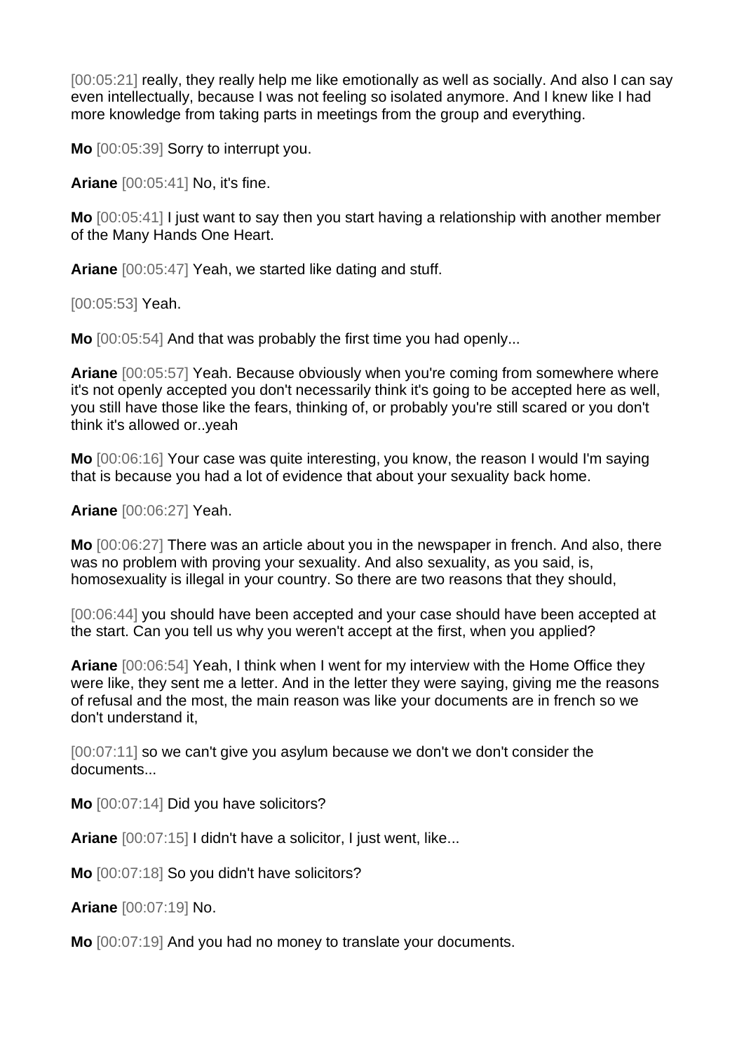[00:05:21] really, they really help me like emotionally as well as socially. And also I can say even intellectually, because I was not feeling so isolated anymore. And I knew like I had more knowledge from taking parts in meetings from the group and everything.

**Mo** [00:05:39] Sorry to interrupt you.

**Ariane** [00:05:41] No, it's fine.

**Mo** [00:05:41] I just want to say then you start having a relationship with another member of the Many Hands One Heart.

**Ariane** [00:05:47] Yeah, we started like dating and stuff.

[00:05:53] Yeah.

**Mo** [00:05:54] And that was probably the first time you had openly...

**Ariane** [00:05:57] Yeah. Because obviously when you're coming from somewhere where it's not openly accepted you don't necessarily think it's going to be accepted here as well, you still have those like the fears, thinking of, or probably you're still scared or you don't think it's allowed or..yeah

**Mo** [00:06:16] Your case was quite interesting, you know, the reason I would I'm saying that is because you had a lot of evidence that about your sexuality back home.

**Ariane** [00:06:27] Yeah.

**Mo** [00:06:27] There was an article about you in the newspaper in french. And also, there was no problem with proving your sexuality. And also sexuality, as you said, is, homosexuality is illegal in your country. So there are two reasons that they should,

[00:06:44] you should have been accepted and your case should have been accepted at the start. Can you tell us why you weren't accept at the first, when you applied?

**Ariane** [00:06:54] Yeah, I think when I went for my interview with the Home Office they were like, they sent me a letter. And in the letter they were saying, giving me the reasons of refusal and the most, the main reason was like your documents are in french so we don't understand it,

[00:07:11] so we can't give you asylum because we don't we don't consider the documents...

**Mo** [00:07:14] Did you have solicitors?

**Ariane** [00:07:15] I didn't have a solicitor, I just went, like...

**Mo** [00:07:18] So you didn't have solicitors?

**Ariane** [00:07:19] No.

**Mo** [00:07:19] And you had no money to translate your documents.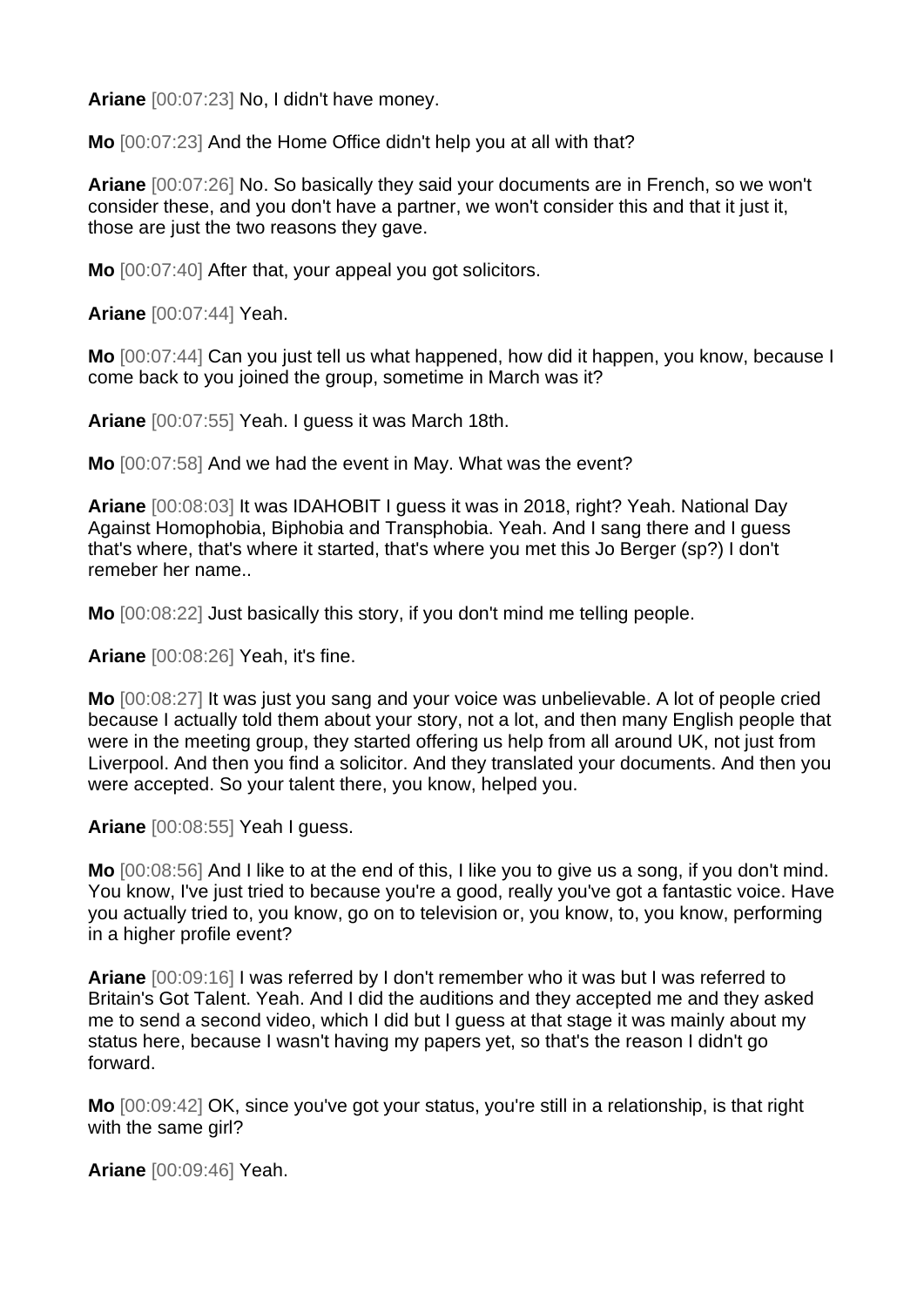**Ariane** [00:07:23] No, I didn't have money.

**Mo** [00:07:23] And the Home Office didn't help you at all with that?

**Ariane** [00:07:26] No. So basically they said your documents are in French, so we won't consider these, and you don't have a partner, we won't consider this and that it just it, those are just the two reasons they gave.

**Mo** [00:07:40] After that, your appeal you got solicitors.

**Ariane** [00:07:44] Yeah.

**Mo** [00:07:44] Can you just tell us what happened, how did it happen, you know, because I come back to you joined the group, sometime in March was it?

**Ariane** [00:07:55] Yeah. I guess it was March 18th.

**Mo** [00:07:58] And we had the event in May. What was the event?

**Ariane** [00:08:03] It was IDAHOBIT I guess it was in 2018, right? Yeah. National Day Against Homophobia, Biphobia and Transphobia. Yeah. And I sang there and I guess that's where, that's where it started, that's where you met this Jo Berger (sp?) I don't remeber her name..

**Mo** [00:08:22] Just basically this story, if you don't mind me telling people.

**Ariane** [00:08:26] Yeah, it's fine.

**Mo** [00:08:27] It was just you sang and your voice was unbelievable. A lot of people cried because I actually told them about your story, not a lot, and then many English people that were in the meeting group, they started offering us help from all around UK, not just from Liverpool. And then you find a solicitor. And they translated your documents. And then you were accepted. So your talent there, you know, helped you.

**Ariane** [00:08:55] Yeah I guess.

**Mo** [00:08:56] And I like to at the end of this, I like you to give us a song, if you don't mind. You know, I've just tried to because you're a good, really you've got a fantastic voice. Have you actually tried to, you know, go on to television or, you know, to, you know, performing in a higher profile event?

**Ariane** [00:09:16] I was referred by I don't remember who it was but I was referred to Britain's Got Talent. Yeah. And I did the auditions and they accepted me and they asked me to send a second video, which I did but I guess at that stage it was mainly about my status here, because I wasn't having my papers yet, so that's the reason I didn't go forward.

**Mo** [00:09:42] OK, since you've got your status, you're still in a relationship, is that right with the same girl?

**Ariane** [00:09:46] Yeah.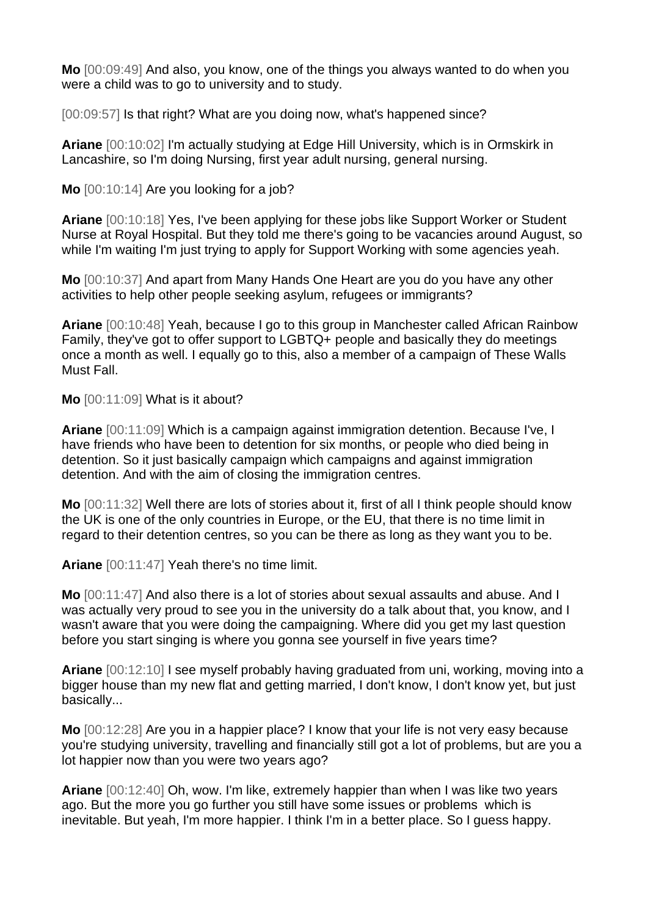**Mo** [00:09:49] And also, you know, one of the things you always wanted to do when you were a child was to go to university and to study.

[00:09:57] Is that right? What are you doing now, what's happened since?

**Ariane** [00:10:02] I'm actually studying at Edge Hill University, which is in Ormskirk in Lancashire, so I'm doing Nursing, first year adult nursing, general nursing.

**Mo** [00:10:14] Are you looking for a job?

**Ariane** [00:10:18] Yes, I've been applying for these jobs like Support Worker or Student Nurse at Royal Hospital. But they told me there's going to be vacancies around August, so while I'm waiting I'm just trying to apply for Support Working with some agencies yeah.

**Mo** [00:10:37] And apart from Many Hands One Heart are you do you have any other activities to help other people seeking asylum, refugees or immigrants?

**Ariane** [00:10:48] Yeah, because I go to this group in Manchester called African Rainbow Family, they've got to offer support to LGBTQ+ people and basically they do meetings once a month as well. I equally go to this, also a member of a campaign of These Walls Must Fall.

**Mo** [00:11:09] What is it about?

**Ariane** [00:11:09] Which is a campaign against immigration detention. Because I've, I have friends who have been to detention for six months, or people who died being in detention. So it just basically campaign which campaigns and against immigration detention. And with the aim of closing the immigration centres.

**Mo** [00:11:32] Well there are lots of stories about it, first of all I think people should know the UK is one of the only countries in Europe, or the EU, that there is no time limit in regard to their detention centres, so you can be there as long as they want you to be.

**Ariane** [00:11:47] Yeah there's no time limit.

**Mo** [00:11:47] And also there is a lot of stories about sexual assaults and abuse. And I was actually very proud to see you in the university do a talk about that, you know, and I wasn't aware that you were doing the campaigning. Where did you get my last question before you start singing is where you gonna see yourself in five years time?

**Ariane** [00:12:10] I see myself probably having graduated from uni, working, moving into a bigger house than my new flat and getting married, I don't know, I don't know yet, but just basically...

**Mo** [00:12:28] Are you in a happier place? I know that your life is not very easy because you're studying university, travelling and financially still got a lot of problems, but are you a lot happier now than you were two years ago?

**Ariane** [00:12:40] Oh, wow. I'm like, extremely happier than when I was like two years ago. But the more you go further you still have some issues or problems which is inevitable. But yeah, I'm more happier. I think I'm in a better place. So I guess happy.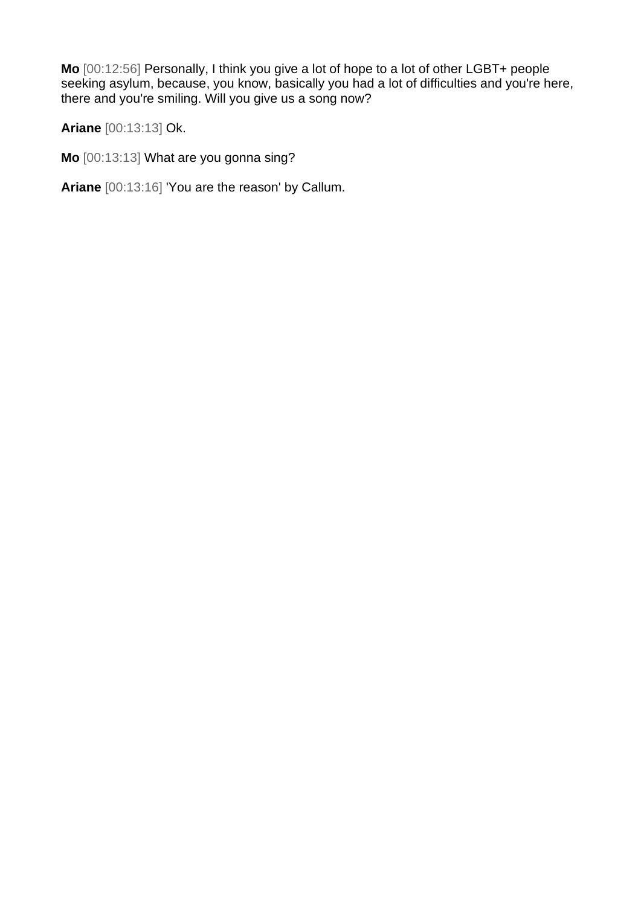**Mo** [00:12:56] Personally, I think you give a lot of hope to a lot of other LGBT+ people seeking asylum, because, you know, basically you had a lot of difficulties and you're here, there and you're smiling. Will you give us a song now?

**Ariane** [00:13:13] Ok.

**Mo** [00:13:13] What are you gonna sing?

**Ariane** [00:13:16] 'You are the reason' by Callum.